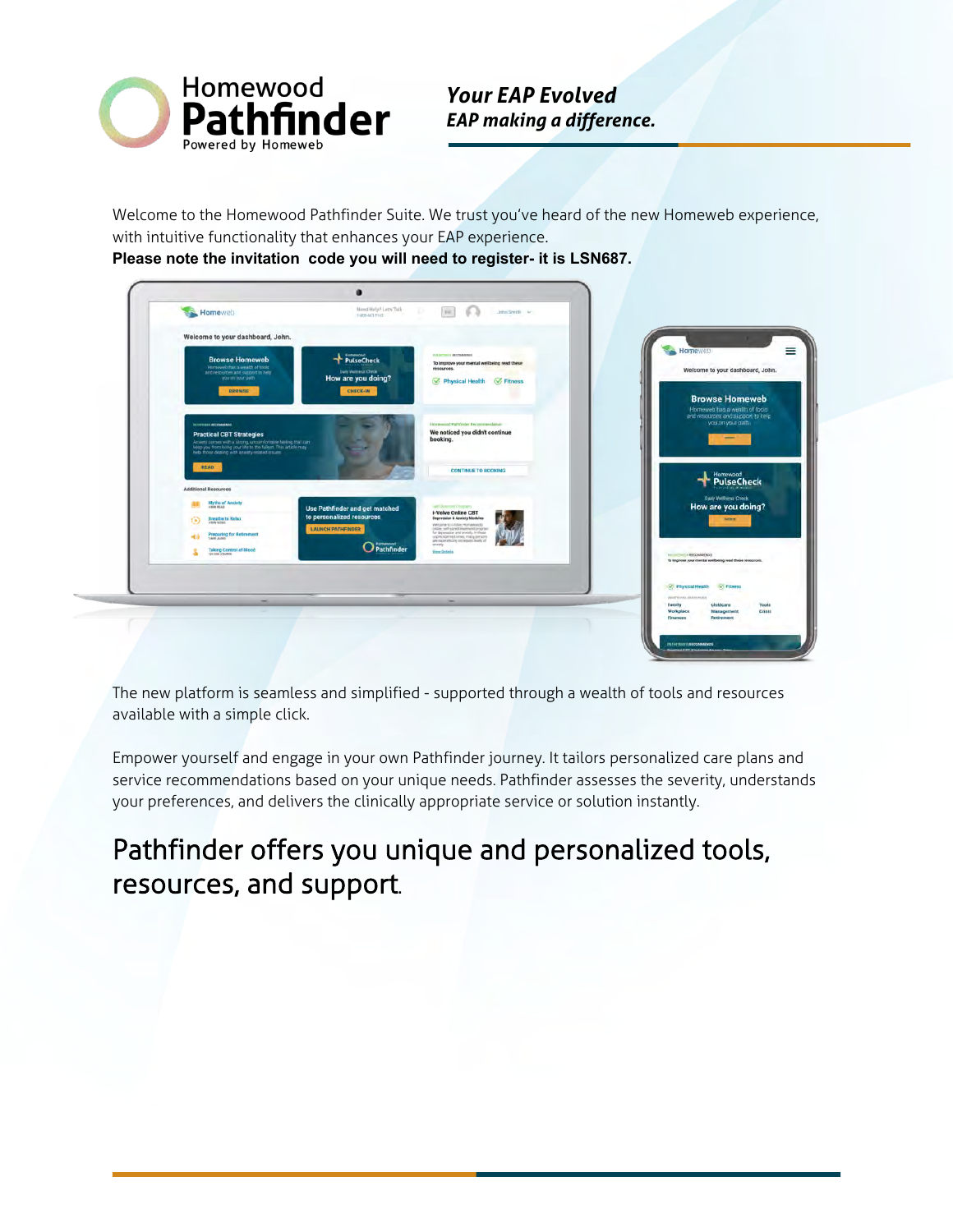# Homewood Pathfinder

Powered by Homeweb

***Your EAP Evolved***
***EAP making a difference.***

Welcome to the Homewood Pathfinder Suite. We trust you've heard of the new Homeweb experience, with intuitive functionality that enhances your EAP experience.
**Please note the invitation code you will need to register- it is LSN687.**

The new platform is seamless and simplified - supported through a wealth of tools and resources available with a simple click.

Empower yourself and engage in your own Pathfinder journey. It tailors personalized care plans and service recommendations based on your unique needs. Pathfinder assesses the severity, understands your preferences, and delivers the clinically appropriate service or solution instantly.

## Pathfinder offers you unique and personalized tools, resources, and support.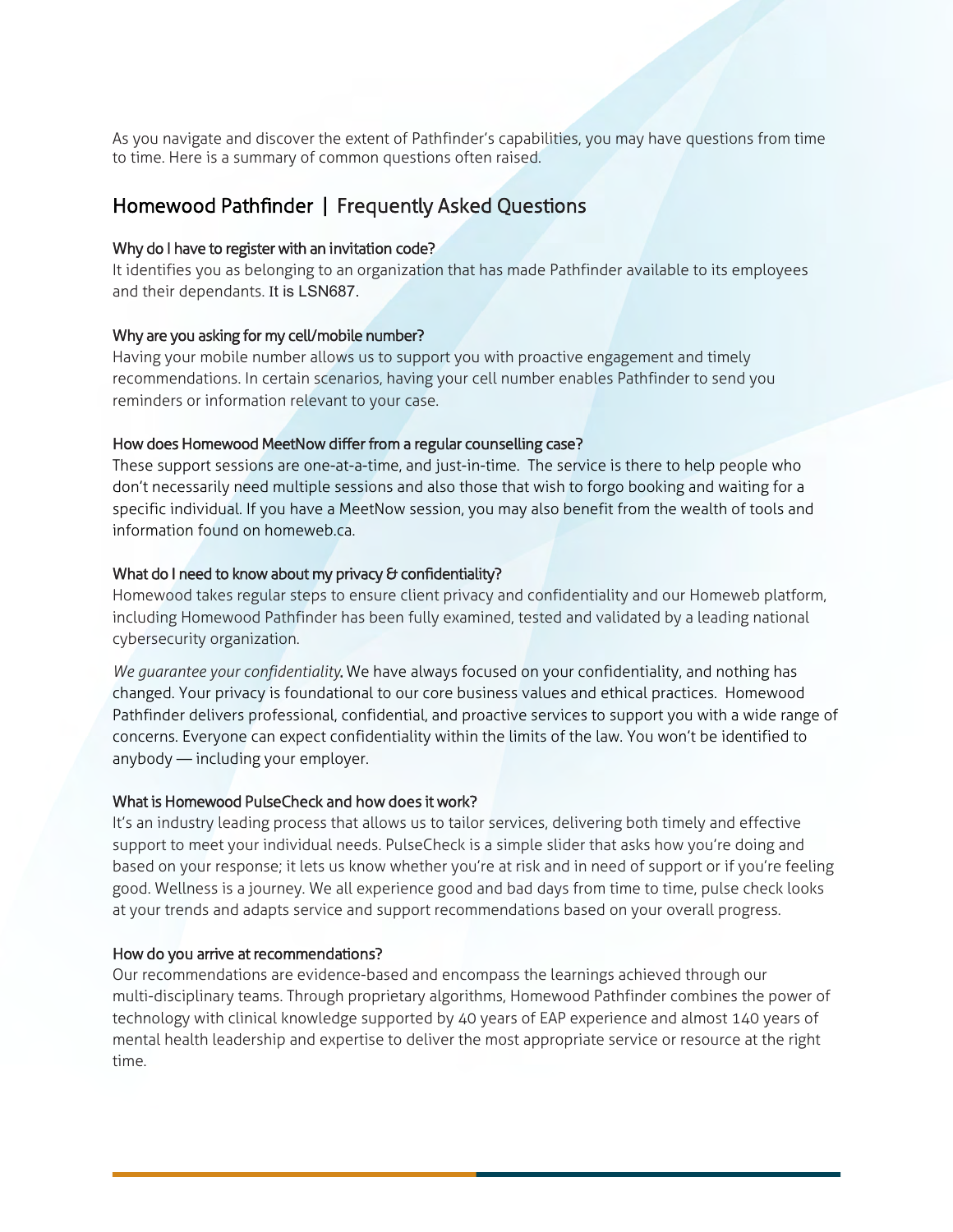As you navigate and discover the extent of Pathfinder's capabilities, you may have questions from time to time. Here is a summary of common questions often raised.

## Homewood Pathfinder | Frequently Asked Questions

### Why do I have to register with an invitation code?

It identifies you as belonging to an organization that has made Pathfinder available to its employees and their dependants. It is LSN687.

### Why are you asking for my cell/mobile number?

Having your mobile number allows us to support you with proactive engagement and timely recommendations. In certain scenarios, having your cell number enables Pathfinder to send you reminders or information relevant to your case.

### How does Homewood MeetNow differ from a regular counselling case?

These support sessions are one-at-a-time, and just-in-time. The service is there to help people who don't necessarily need multiple sessions and also those that wish to forgo booking and waiting for a specific individual. If you have a MeetNow session, you may also benefit from the wealth of tools and information found on homeweb.ca.

### What do I need to know about my privacy & confidentiality?

Homewood takes regular steps to ensure client privacy and confidentiality and our Homeweb platform, including Homewood Pathfinder has been fully examined, tested and validated by a leading national cybersecurity organization.

*We guarantee your confidentiality*. We have always focused on your confidentiality, and nothing has changed. Your privacy is foundational to our core business values and ethical practices. Homewood Pathfinder delivers professional, confidential, and proactive services to support you with a wide range of concerns. Everyone can expect confidentiality within the limits of the law. You won't be identified to anybody — including your employer.

### What is Homewood PulseCheck and how does it work?

It's an industry leading process that allows us to tailor services, delivering both timely and effective support to meet your individual needs. PulseCheck is a simple slider that asks how you're doing and based on your response; it lets us know whether you're at risk and in need of support or if you're feeling good. Wellness is a journey. We all experience good and bad days from time to time, pulse check looks at your trends and adapts service and support recommendations based on your overall progress.

### How do you arrive at recommendations?

Our recommendations are evidence-based and encompass the learnings achieved through our multi-disciplinary teams. Through proprietary algorithms, Homewood Pathfinder combines the power of technology with clinical knowledge supported by 40 years of EAP experience and almost 140 years of mental health leadership and expertise to deliver the most appropriate service or resource at the right time.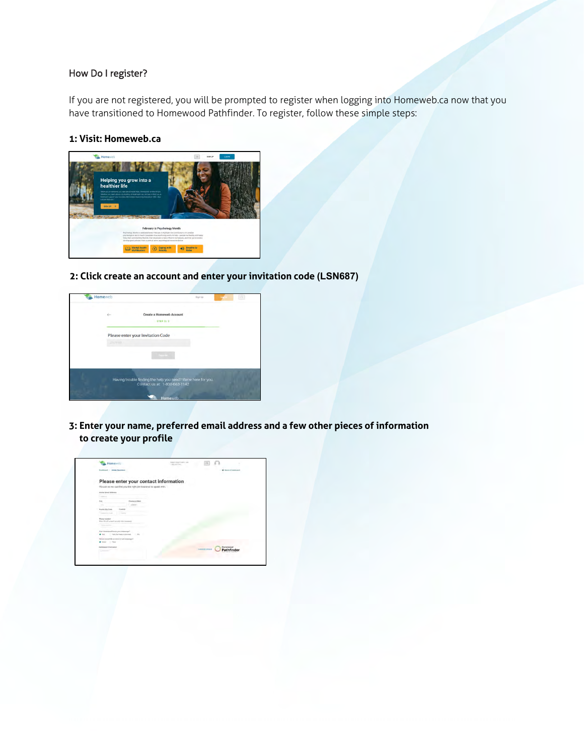How Do I register?

If you are not registered, you will be prompted to register when logging into Homeweb.ca now that you have transitioned to Homewood Pathfinder. To register, follow these simple steps:

**1: Visit: Homeweb.ca**

**2: Click create an account and enter your invitation code (LSN687)**

**3: Enter your name, preferred email address and a few other pieces of information to create your profile**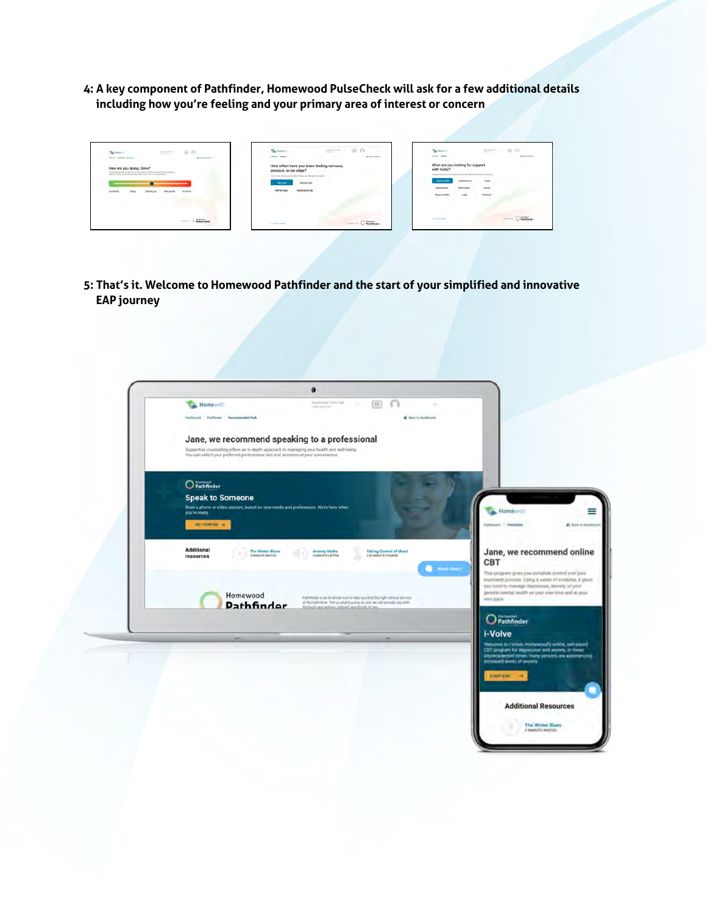4: A key component of Pathfinder, Homewood PulseCheck will ask for a few additional details including how you're feeling and your primary area of interest or concern

5: That's it. Welcome to Homewood Pathfinder and the start of your simplified and innovative EAP journey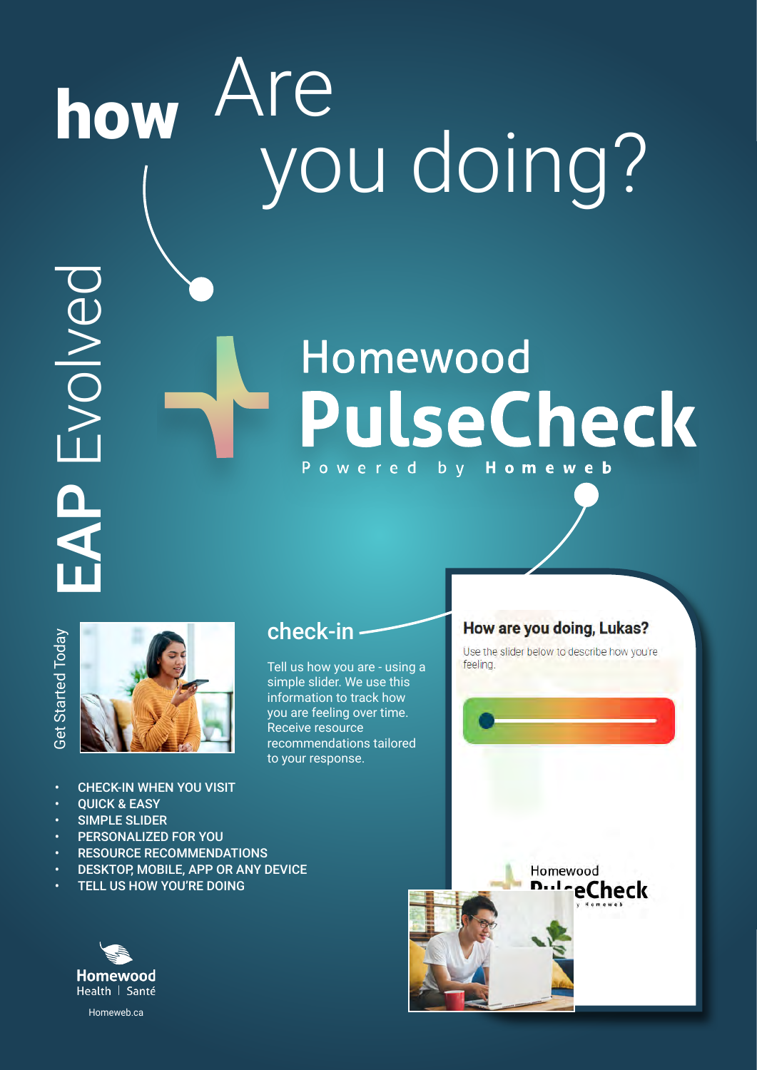# how Are you doing?

EAP Evolved

## Homewood PulseCheck

Powered by **Homeweb**

Get Started Today

## check-in

Tell us how you are - using a simple slider. We use this information to track how you are feeling over time. Receive resource recommendations tailored to your response.

**How are you doing, Lukas?**

Use the slider below to describe how you're feeling.

- CHECK-IN WHEN YOU VISIT
- QUICK & EASY
- SIMPLE SLIDER
- PERSONALIZED FOR YOU
- RESOURCE RECOMMENDATIONS
- DESKTOP, MOBILE, APP OR ANY DEVICE
- TELL US HOW YOU'RE DOING

**Homewood** Health | Santé

Homeweb.ca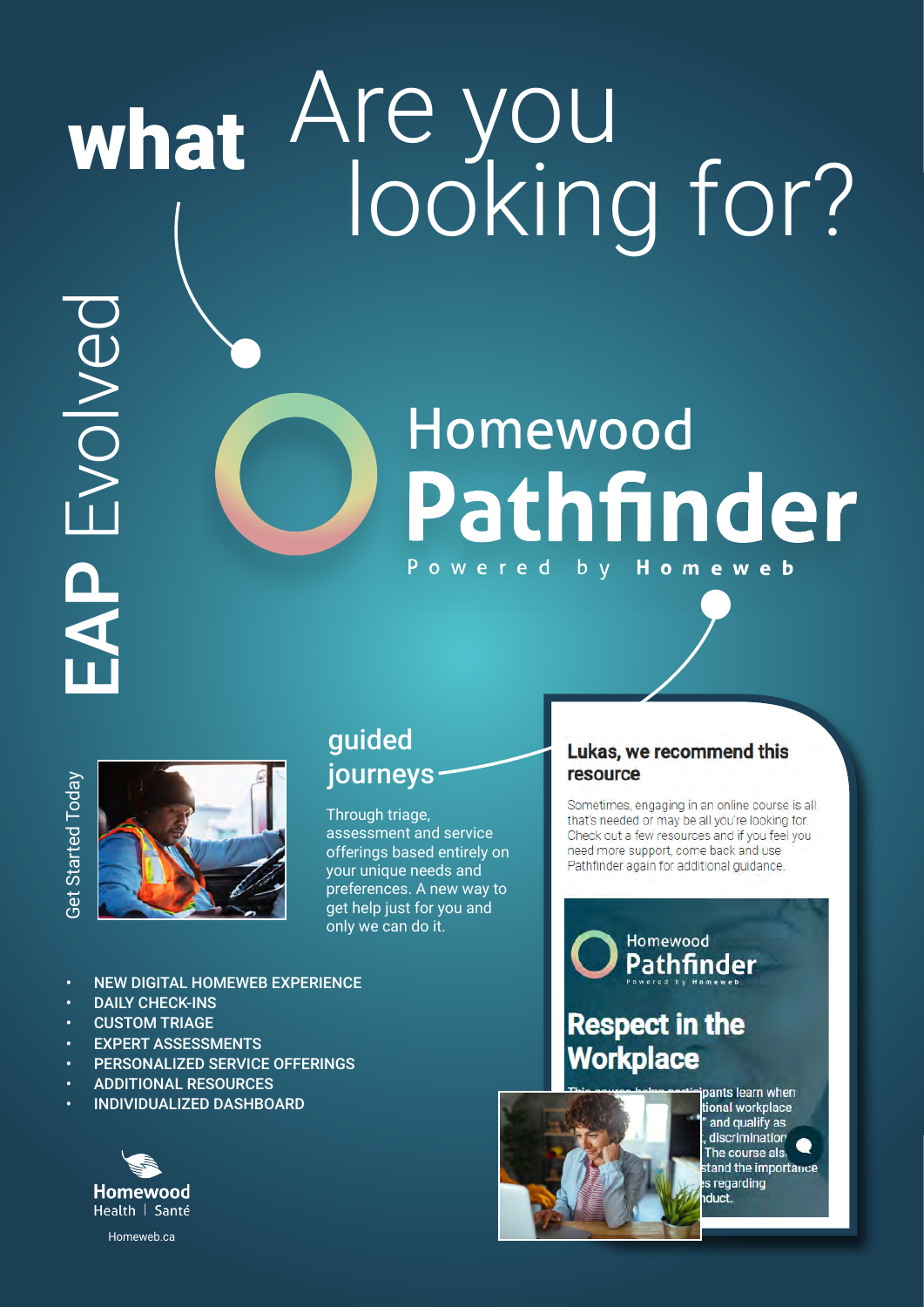# what Are you looking for?

EAP Evolved

## Homewood Pathfinder

Powered by Homeweb

Get Started Today

### guided journeys

Through triage, assessment and service offerings based entirely on your unique needs and preferences. A new way to get help just for you and only we can do it.

- NEW DIGITAL HOMEWEB EXPERIENCE
- DAILY CHECK-INS
- CUSTOM TRIAGE
- EXPERT ASSESSMENTS
- PERSONALIZED SERVICE OFFERINGS
- ADDITIONAL RESOURCES
- INDIVIDUALIZED DASHBOARD

**Lukas, we recommend this resource**

Sometimes, engaging in an online course is all that's needed or may be all you're looking for. Check out a few resources and if you feel you need more support, come back and use Pathfinder again for additional guidance.

Homewood Pathfinder
Powered by Homeweb

**Respect in the Workplace**

Homewood Health | Santé

Homeweb.ca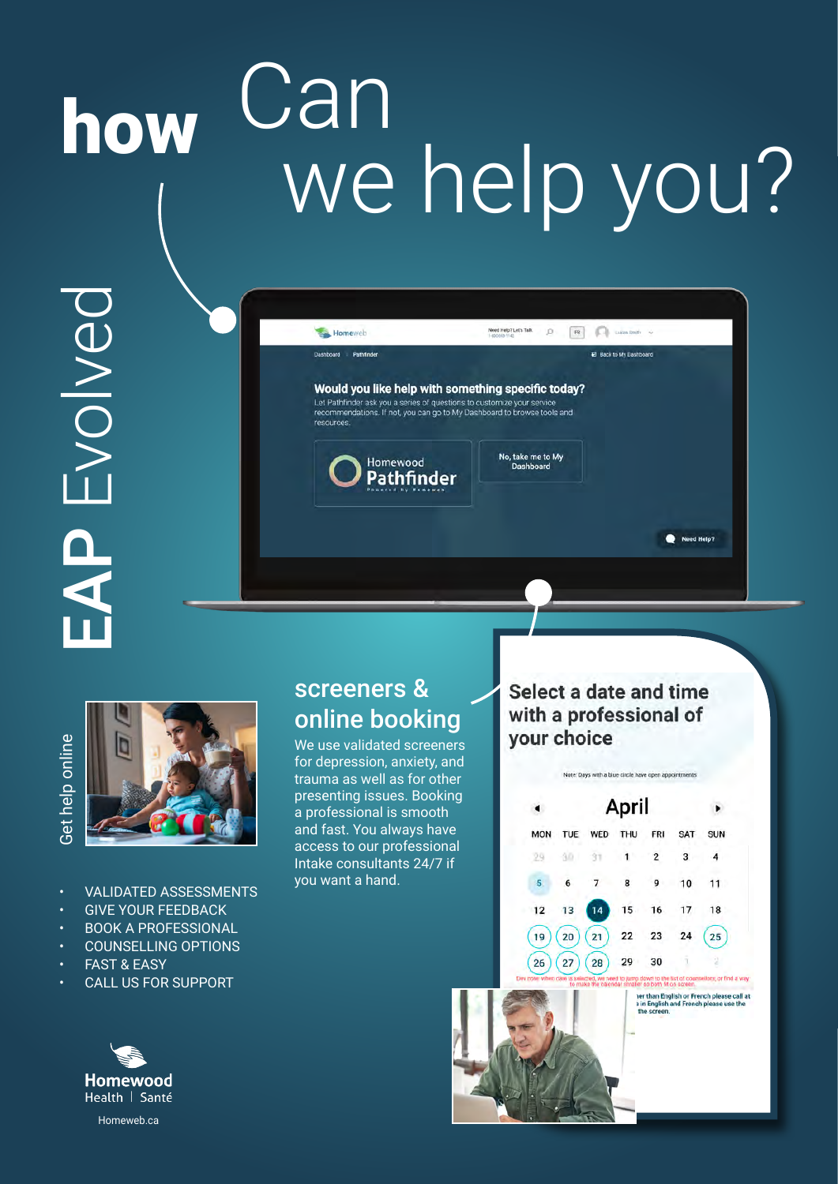# how Can we help you?

## EAP Evolved

Get help online

- VALIDATED ASSESSMENTS
- GIVE YOUR FEEDBACK
- BOOK A PROFESSIONAL
- COUNSELLING OPTIONS
- FAST & EASY
- CALL US FOR SUPPORT

## screeners & online booking

We use validated screeners for depression, anxiety, and trauma as well as for other presenting issues. Booking a professional is smooth and fast. You always have access to our professional Intake consultants 24/7 if you want a hand.

Would you like help with something specific today?

Let Pathfinder ask you a series of questions to customize your service recommendations. If not, you can go to My Dashboard to browse tools and resources.

Homewood Pathfinder

No, take me to My Dashboard

Select a date and time with a professional of your choice

Homewood Health | Santé

Homeweb.ca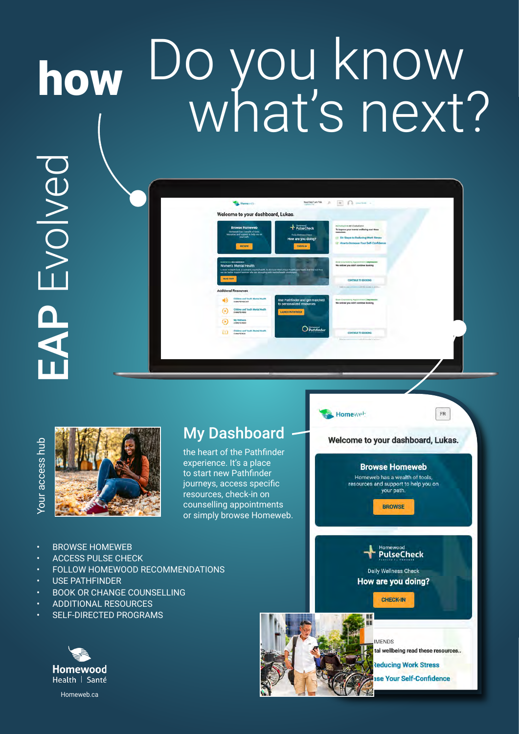# how Do you know what's next?

EAP Evolved

Your access hub

## My Dashboard

the heart of the Pathfinder experience. It's a place to start new Pathfinder journeys, access specific resources, check-in on counselling appointments or simply browse Homeweb.

- BROWSE HOMEWEB
- ACCESS PULSE CHECK
- FOLLOW HOMEWOOD RECOMMENDATIONS
- USE PATHFINDER
- BOOK OR CHANGE COUNSELLING
- ADDITIONAL RESOURCES
- SELF-DIRECTED PROGRAMS

Homewood Health | Santé

Homeweb.ca